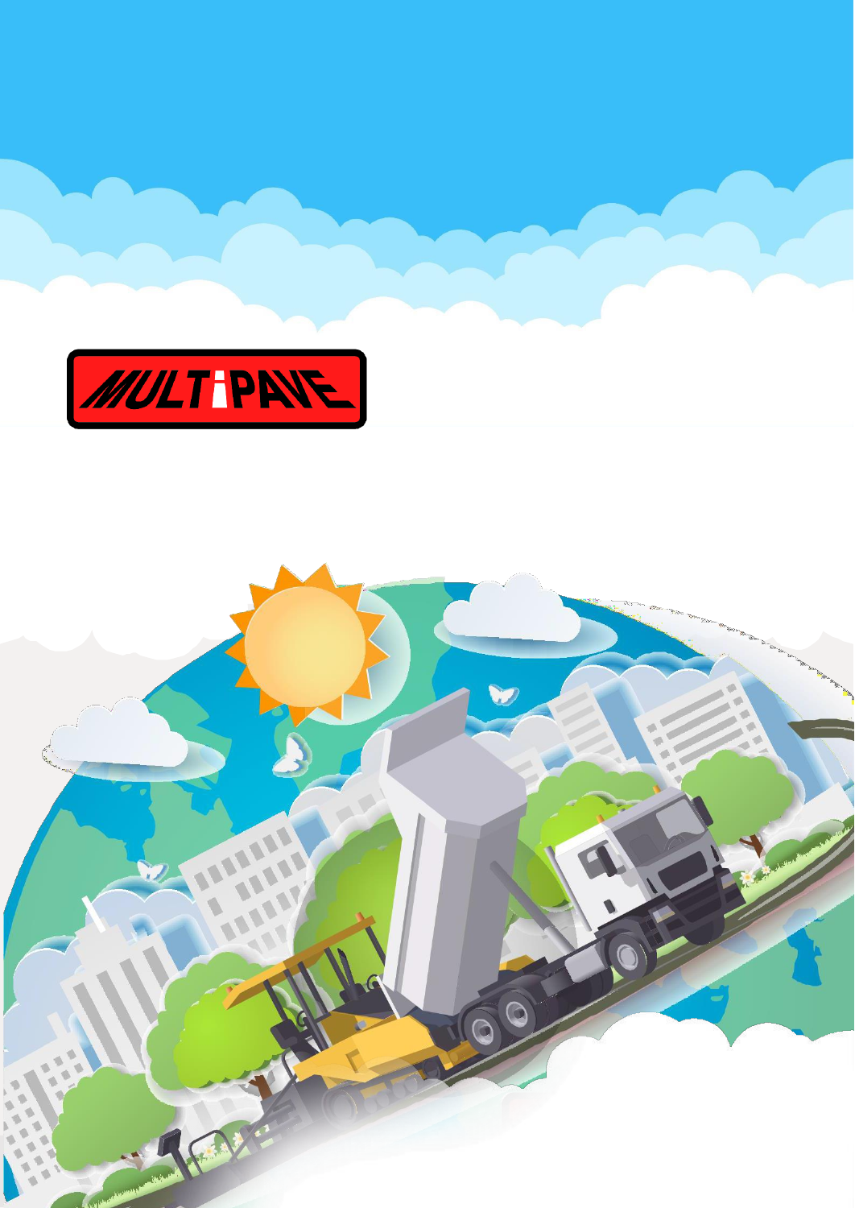MULTiPAVE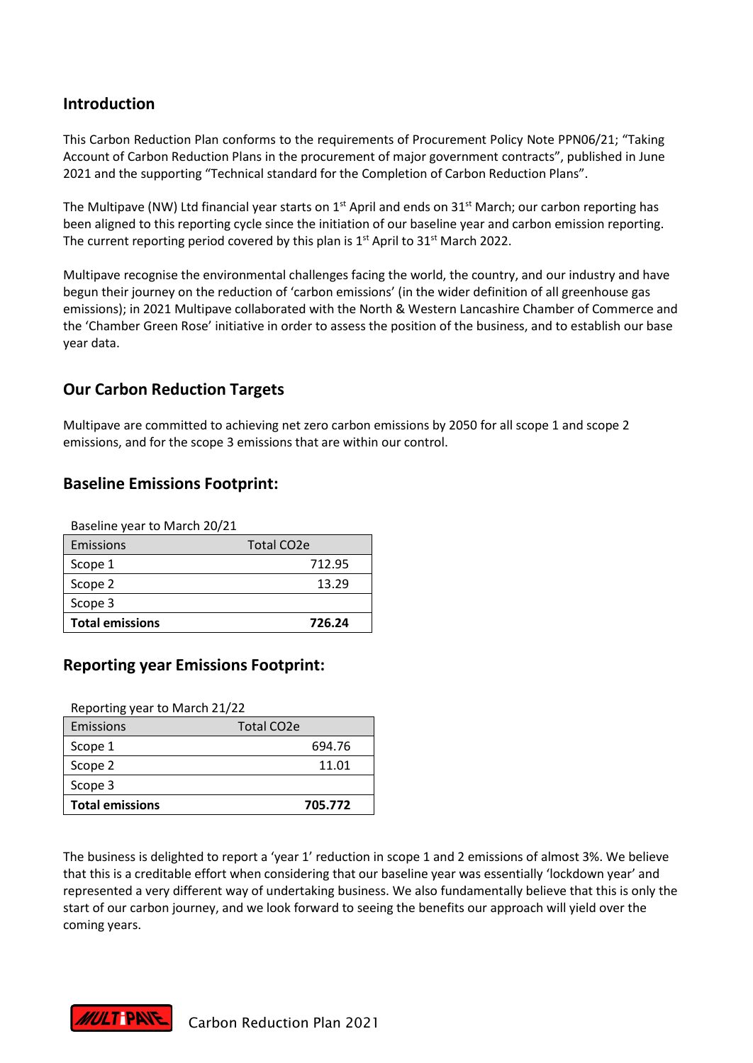## Introduction

This Carbon Reduction Plan conforms to the requirements of Procurement Policy Note PPN06/21; "Taking Account of Carbon Reduction Plans in the procurement of major government contracts", published in June 2021 and the supporting "Technical standard for the Completion of Carbon Reduction Plans".

The Multipave (NW) Ltd financial year starts on 1st April and ends on 31st March; our carbon reporting has been aligned to this reporting cycle since the initiation of our baseline year and carbon emission reporting. The current reporting period covered by this plan is 1st April to 31st March 2022.

Multipave recognise the environmental challenges facing the world, the country, and our industry and have begun their journey on the reduction of 'carbon emissions' (in the wider definition of all greenhouse gas emissions); in 2021 Multipave collaborated with the North & Western Lancashire Chamber of Commerce and the 'Chamber Green Rose' initiative in order to assess the position of the business, and to establish our base year data.

## Our Carbon Reduction Targets

Multipave are committed to achieving net zero carbon emissions by 2050 for all scope 1 and scope 2 emissions, and for the scope 3 emissions that are within our control.

## Baseline Emissions Footprint:

Baseline year to March 20/21

| Emissions | Total CO2e |
|---|---|
| Scope 1 | 712.95 |
| Scope 2 | 13.29 |
| Scope 3 | |
| **Total emissions** | **726.24** |

## Reporting year Emissions Footprint:

Reporting year to March 21/22

| Emissions | Total CO2e |
|---|---|
| Scope 1 | 694.76 |
| Scope 2 | 11.01 |
| Scope 3 | |
| **Total emissions** | **705.772** |

The business is delighted to report a 'year 1' reduction in scope 1 and 2 emissions of almost 3%. We believe that this is a creditable effort when considering that our baseline year was essentially 'lockdown year' and represented a very different way of undertaking business. We also fundamentally believe that this is only the start of our carbon journey, and we look forward to seeing the benefits our approach will yield over the coming years.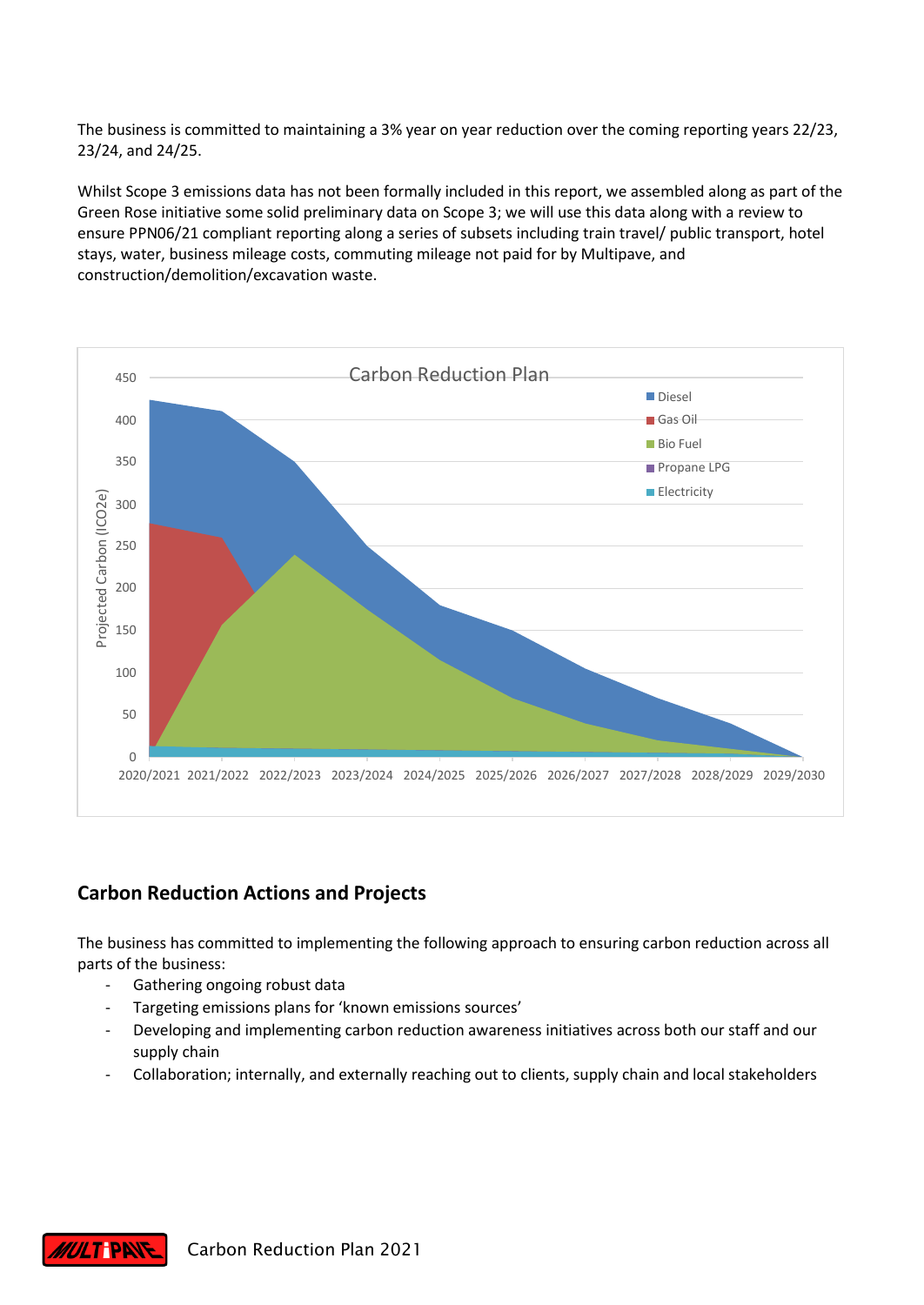The business is committed to maintaining a 3% year on year reduction over the coming reporting years 22/23, 23/24, and 24/25.

Whilst Scope 3 emissions data has not been formally included in this report, we assembled along as part of the Green Rose initiative some solid preliminary data on Scope 3; we will use this data along with a review to ensure PPN06/21 compliant reporting along a series of subsets including train travel/ public transport, hotel stays, water, business mileage costs, commuting mileage not paid for by Multipave, and construction/demolition/excavation waste.

## Carbon Reduction Actions and Projects

The business has committed to implementing the following approach to ensuring carbon reduction across all parts of the business:

- Gathering ongoing robust data
- Targeting emissions plans for 'known emissions sources'
- Developing and implementing carbon reduction awareness initiatives across both our staff and our supply chain
- Collaboration; internally, and externally reaching out to clients, supply chain and local stakeholders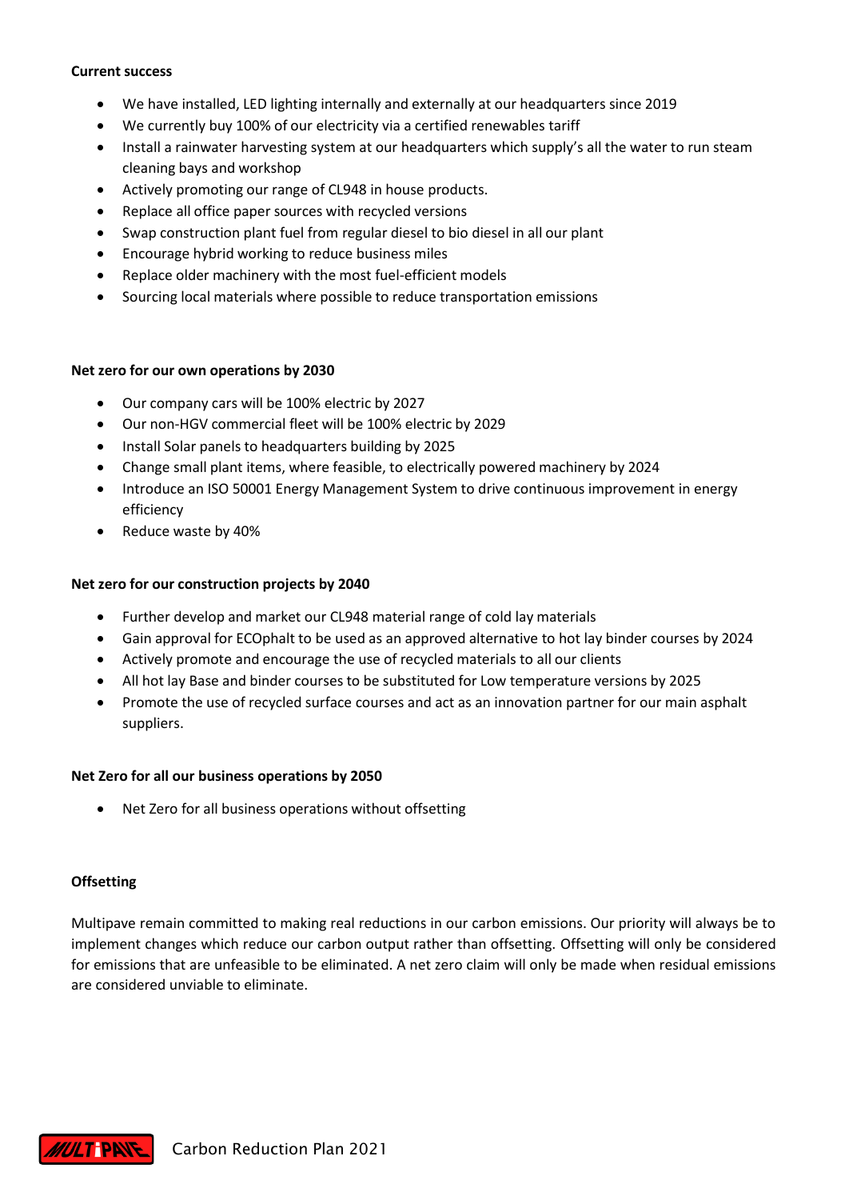**Current success**

- We have installed, LED lighting internally and externally at our headquarters since 2019
- We currently buy 100% of our electricity via a certified renewables tariff
- Install a rainwater harvesting system at our headquarters which supply's all the water to run steam cleaning bays and workshop
- Actively promoting our range of CL948 in house products.
- Replace all office paper sources with recycled versions
- Swap construction plant fuel from regular diesel to bio diesel in all our plant
- Encourage hybrid working to reduce business miles
- Replace older machinery with the most fuel-efficient models
- Sourcing local materials where possible to reduce transportation emissions

**Net zero for our own operations by 2030**

- Our company cars will be 100% electric by 2027
- Our non-HGV commercial fleet will be 100% electric by 2029
- Install Solar panels to headquarters building by 2025
- Change small plant items, where feasible, to electrically powered machinery by 2024
- Introduce an ISO 50001 Energy Management System to drive continuous improvement in energy efficiency
- Reduce waste by 40%

**Net zero for our construction projects by 2040**

- Further develop and market our CL948 material range of cold lay materials
- Gain approval for ECOphalt to be used as an approved alternative to hot lay binder courses by 2024
- Actively promote and encourage the use of recycled materials to all our clients
- All hot lay Base and binder courses to be substituted for Low temperature versions by 2025
- Promote the use of recycled surface courses and act as an innovation partner for our main asphalt suppliers.

**Net Zero for all our business operations by 2050**

- Net Zero for all business operations without offsetting

**Offsetting**

Multipave remain committed to making real reductions in our carbon emissions. Our priority will always be to implement changes which reduce our carbon output rather than offsetting. Offsetting will only be considered for emissions that are unfeasible to be eliminated. A net zero claim will only be made when residual emissions are considered unviable to eliminate.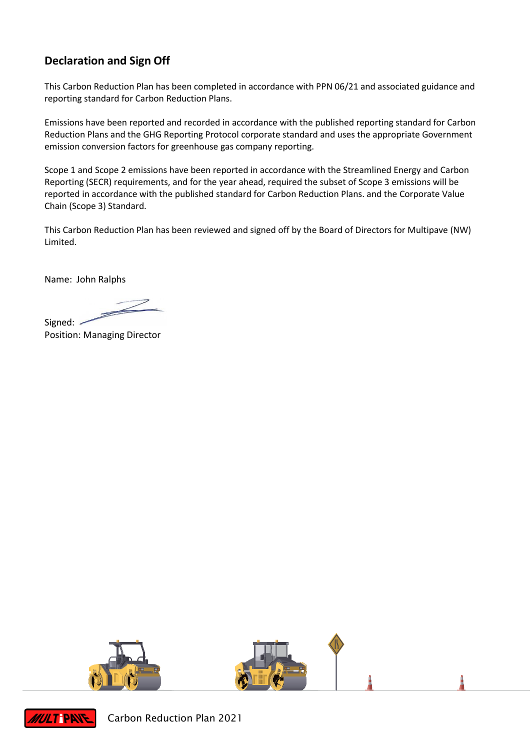## Declaration and Sign Off

This Carbon Reduction Plan has been completed in accordance with PPN 06/21 and associated guidance and reporting standard for Carbon Reduction Plans.

Emissions have been reported and recorded in accordance with the published reporting standard for Carbon Reduction Plans and the GHG Reporting Protocol corporate standard and uses the appropriate Government emission conversion factors for greenhouse gas company reporting.

Scope 1 and Scope 2 emissions have been reported in accordance with the Streamlined Energy and Carbon Reporting (SECR) requirements, and for the year ahead, required the subset of Scope 3 emissions will be reported in accordance with the published standard for Carbon Reduction Plans. and the Corporate Value Chain (Scope 3) Standard.

This Carbon Reduction Plan has been reviewed and signed off by the Board of Directors for Multipave (NW) Limited.

Name: John Ralphs

Signed:

Position: Managing Director